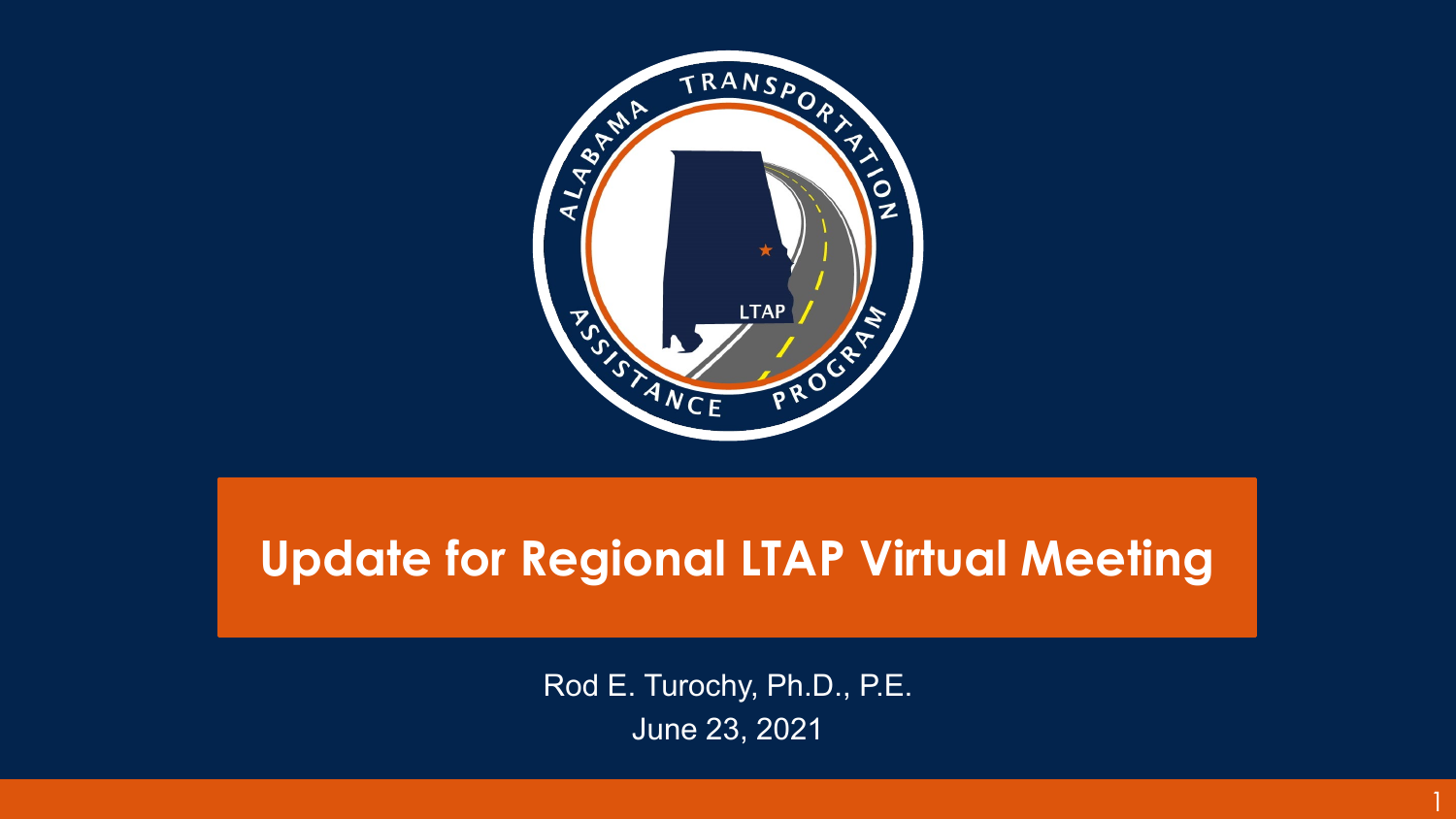# Update for Regional LTAP Virtual Meeting

Rod E. Turochy, Ph.D., P.E.

June 23, 2021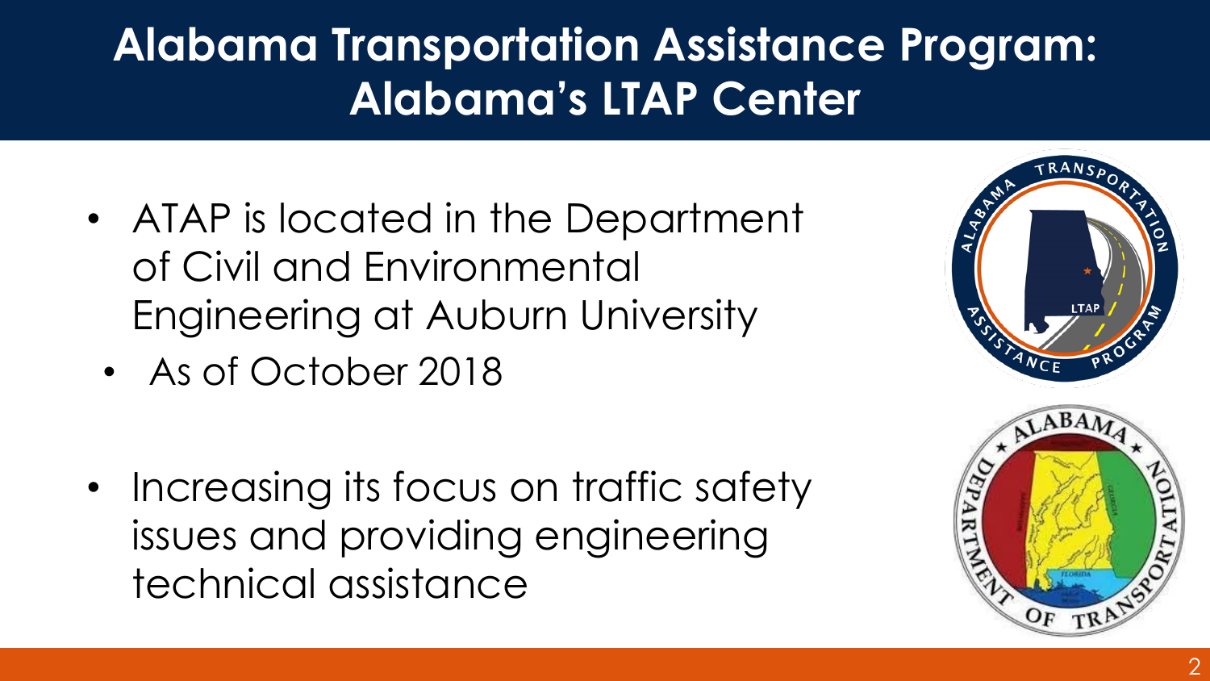# Alabama Transportation Assistance Program: Alabama's LTAP Center

- ATAP is located in the Department of Civil and Environmental Engineering at Auburn University
  - As of October 2018
- Increasing its focus on traffic safety issues and providing engineering technical assistance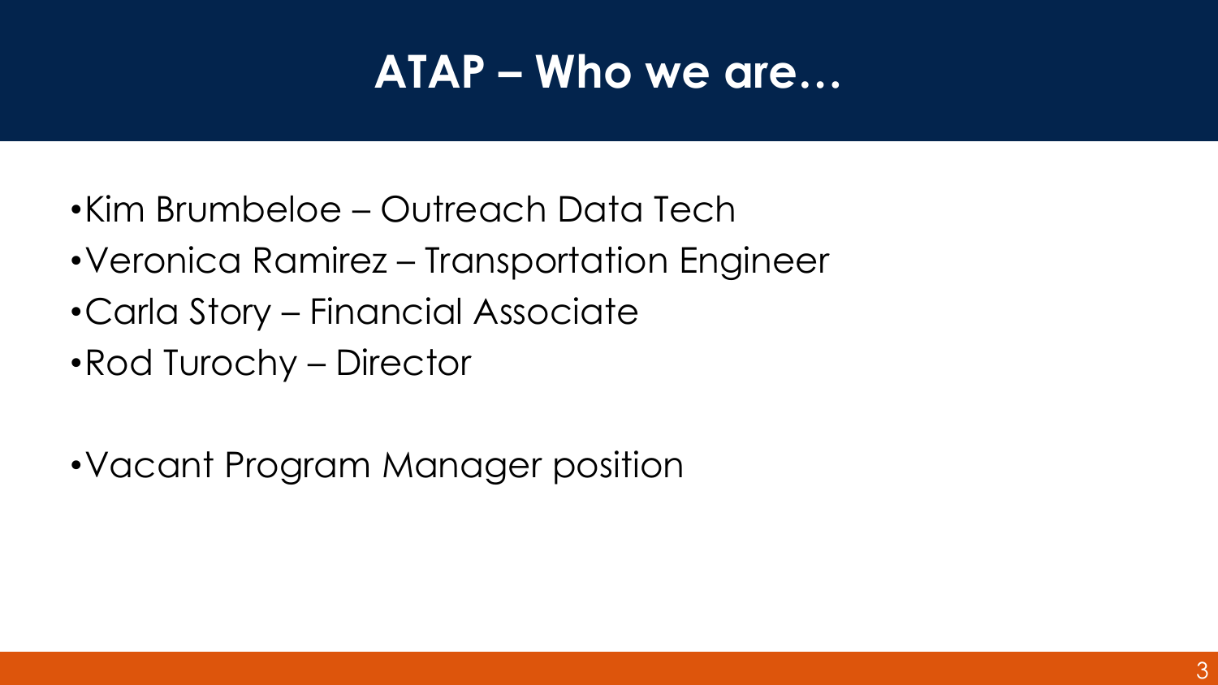# ATAP – Who we are…

- Kim Brumbeloe – Outreach Data Tech
- Veronica Ramirez – Transportation Engineer
- Carla Story – Financial Associate
- Rod Turochy – Director

- Vacant Program Manager position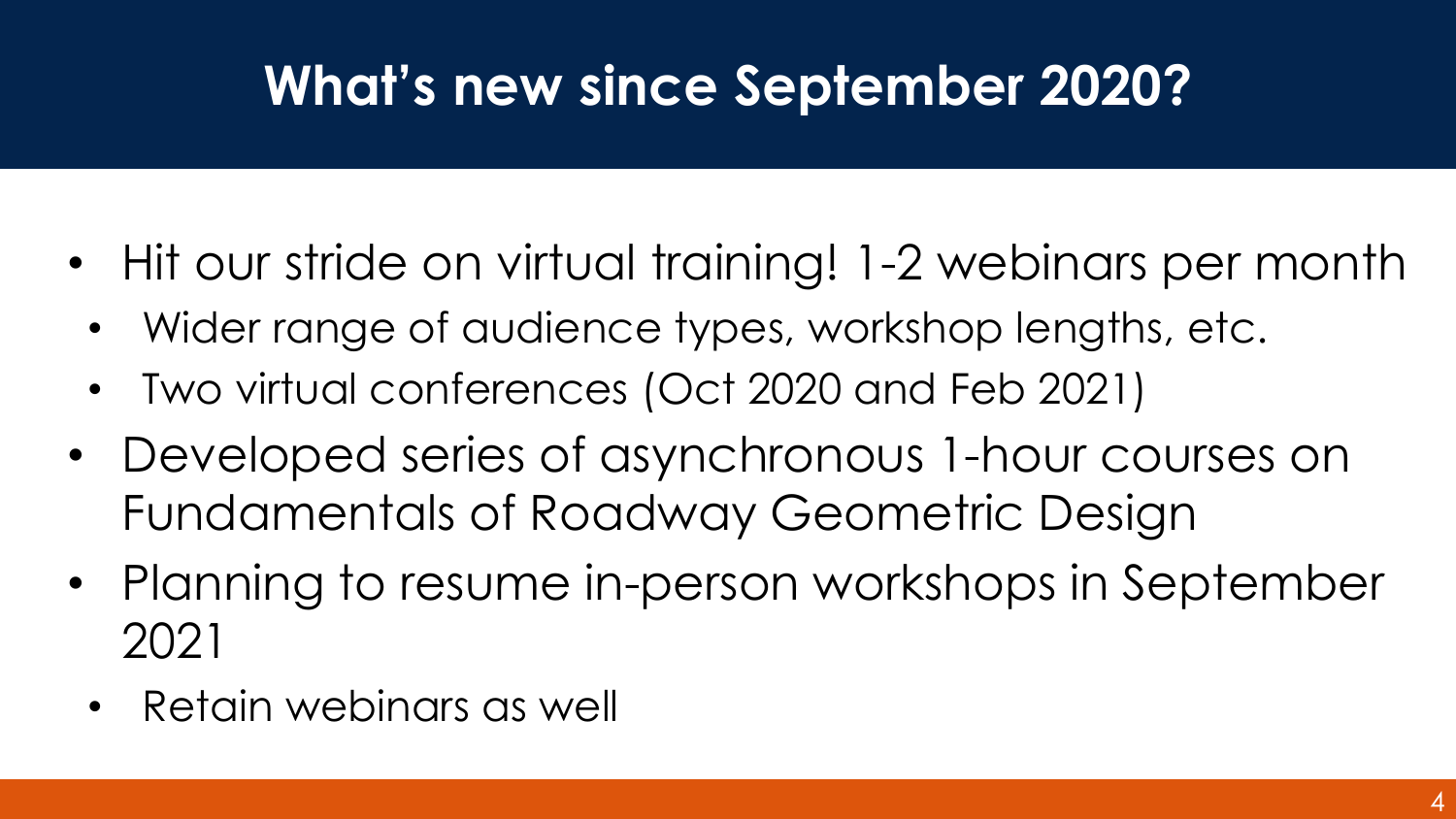# What's new since September 2020?

- Hit our stride on virtual training! 1-2 webinars per month
  - Wider range of audience types, workshop lengths, etc.
  - Two virtual conferences (Oct 2020 and Feb 2021)
- Developed series of asynchronous 1-hour courses on Fundamentals of Roadway Geometric Design
- Planning to resume in-person workshops in September 2021
  - Retain webinars as well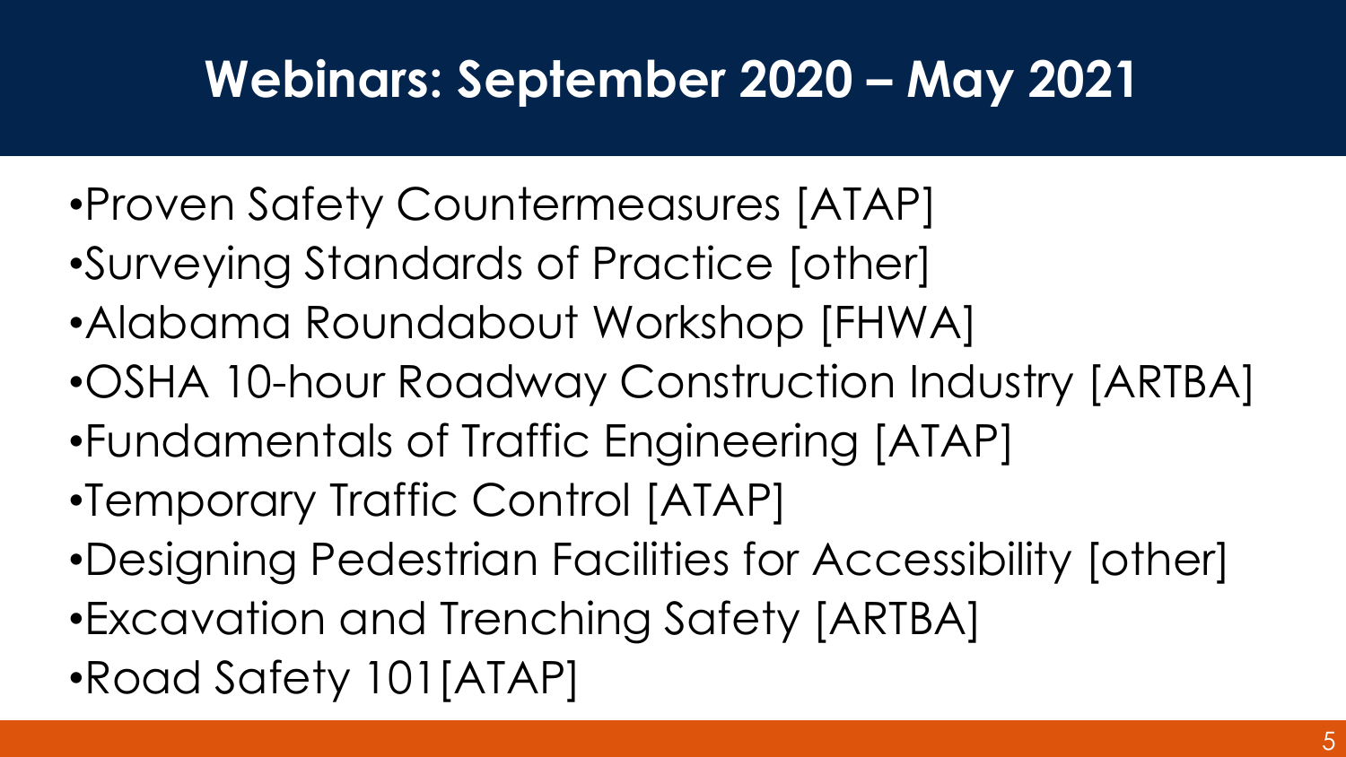# Webinars: September 2020 – May 2021

- Proven Safety Countermeasures [ATAP]
- Surveying Standards of Practice [other]
- Alabama Roundabout Workshop [FHWA]
- OSHA 10-hour Roadway Construction Industry [ARTBA]
- Fundamentals of Traffic Engineering [ATAP]
- Temporary Traffic Control [ATAP]
- Designing Pedestrian Facilities for Accessibility [other]
- Excavation and Trenching Safety [ARTBA]
- Road Safety 101[ATAP]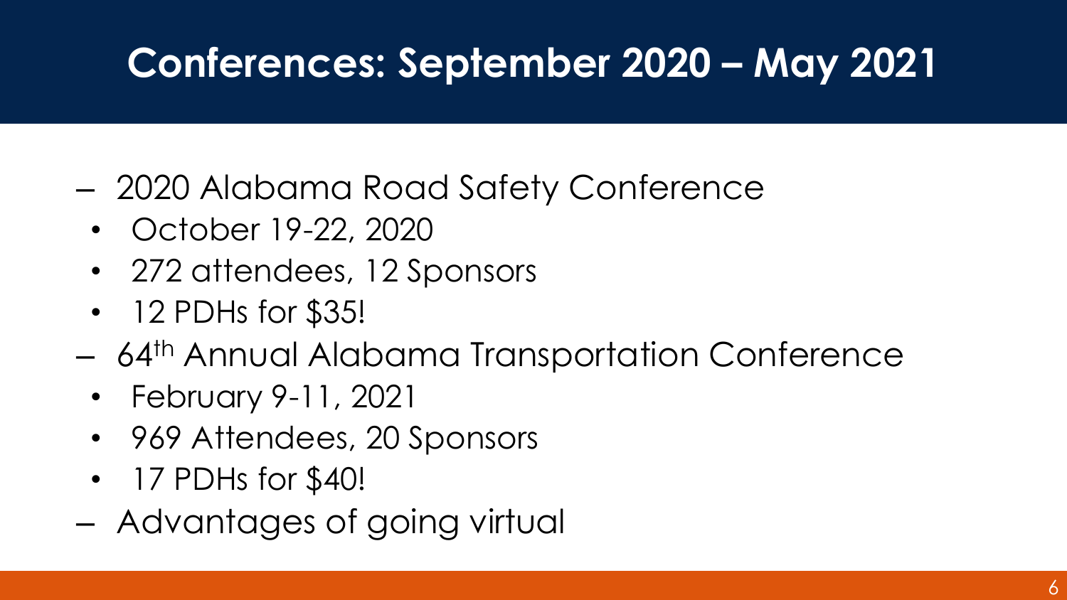# Conferences: September 2020 – May 2021

- 2020 Alabama Road Safety Conference
  - October 19-22, 2020
  - 272 attendees, 12 Sponsors
  - 12 PDHs for $35!
- 64th Annual Alabama Transportation Conference
  - February 9-11, 2021
  - 969 Attendees, 20 Sponsors
  - 17 PDHs for $40!
- Advantages of going virtual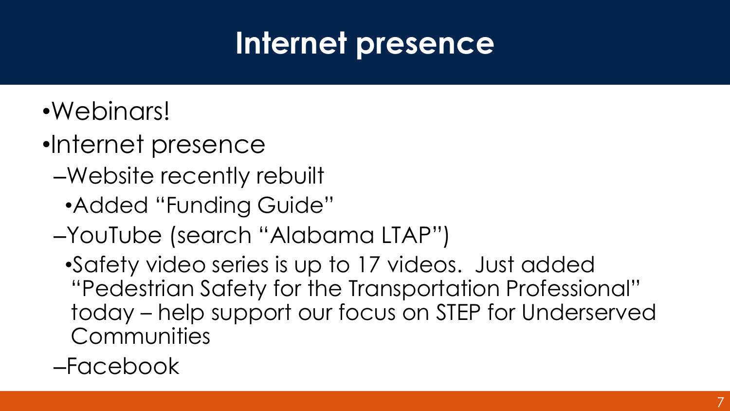# Internet presence

- Webinars!
- Internet presence
  - Website recently rebuilt
    - Added “Funding Guide”
  - YouTube (search “Alabama LTAP”)
    - Safety video series is up to 17 videos. Just added “Pedestrian Safety for the Transportation Professional” today – help support our focus on STEP for Underserved Communities
  - Facebook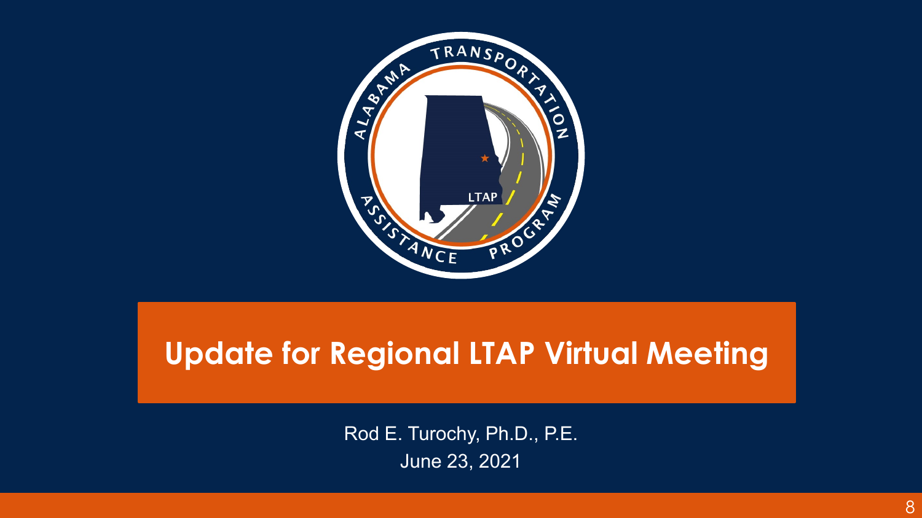# Update for Regional LTAP Virtual Meeting

Rod E. Turochy, Ph.D., P.E.

June 23, 2021